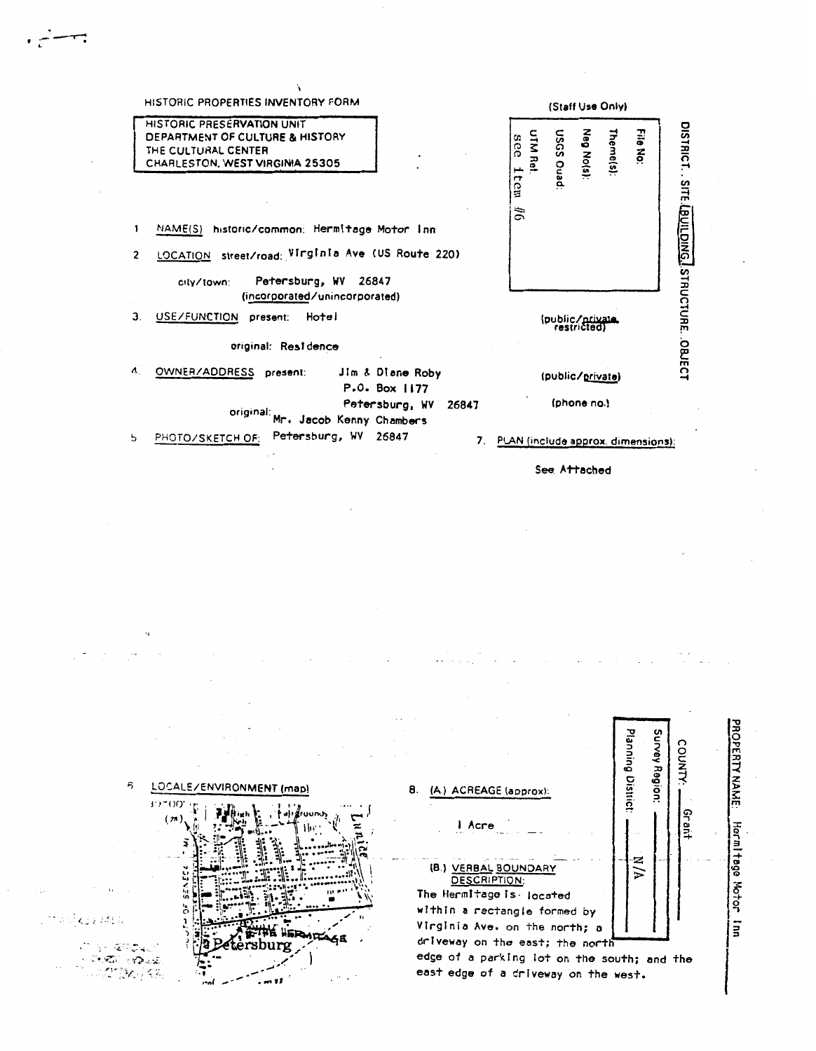HISTORIC PROPERTIES INVENTORY FORM

HISTORIC PRESERVATION UNIT
DEPARTMENT OF CULTURE & HISTORY
THE CULTURAL CENTER
CHARLESTON, WEST VIRGINIA 25305

(Staff Use Only)

File No:
Theme(s):
Neg No(s):
USGS Quad:
UTM Ref.
see item #6

DISTRICT . SITE . BUILDING . STRUCTURE . OBJECT

1. NAME(S) historic/common: Hermitage Motor Inn

2. LOCATION street/road: Virginia Ave (US Route 220)

   city/town: Petersburg, WV 26847
   (incorporated/unincorporated)

3. USE/FUNCTION present: Hotel (public/private, restricted)

   original: Residence

4. OWNER/ADDRESS present: Jim & Diane Roby (public/private)
   P.O. Box 1177
   Petersburg, WV 26847 (phone no.)

   original: Mr. Jacob Kenny Chambers

5. PHOTO/SKETCH OF: Petersburg, WV 26847

7. PLAN (include approx. dimensions):

   See Attached

6. LOCALE/ENVIRONMENT (map)

8. (A) ACREAGE (approx):

   1 Acre

   (B.) VERBAL BOUNDARY DESCRIPTION:
   The Hermitage is located within a rectangle formed by Virginia Ave. on the north; a driveway on the east; the north edge of a parking lot on the south; and the east edge of a driveway on the west.

COUNTY: Grant
Survey Region:
Planning District: N/A

PROPERTY NAME: Hermitage Motor Inn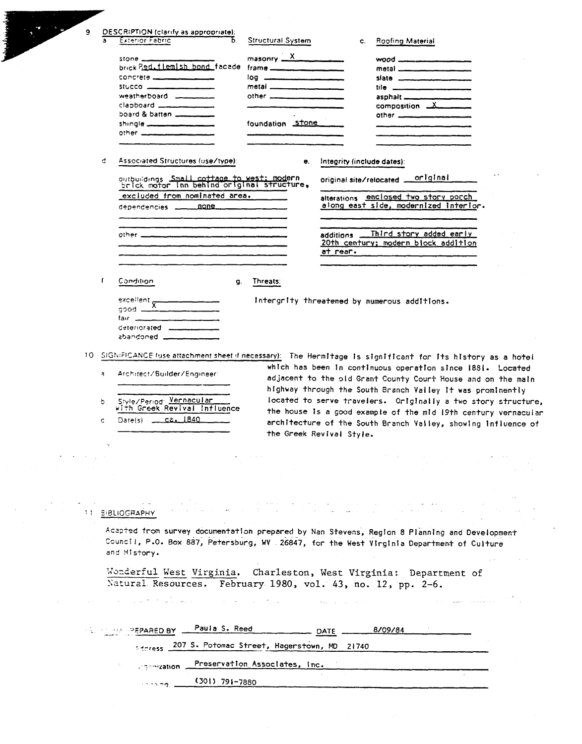9 DESCRIPTION (clarify as appropriate):

a. Exterior Fabric

- stone
- brick Red, flemish bond facade
- concrete
- stucco
- weatherboard
- clapboard
- board & batten
- shingle
- other

b. Structural System

- masonry X
- frame
- log
- metal
- other

foundation stone

c. Roofing Material

- wood
- metal
- slate
- tile
- asphalt
- composition X
- other

d. Associated Structures (use/type):

outbuildings Small cottage to west; modern brick motor inn behind original structure, excluded from nominated area.

dependencies none

other

e. Integrity (include dates):

original site/relocated original

alterations enclosed two story porch along east side, modernized interior.

additions Third story added early 20th century; modern block addition at rear.

f. Condition

- excellent
- good X
- fair
- deteriorated
- abandoned

g. Threats:

Intergrity threatened by numerous additions.

10 SIGNIFICANCE (use attachment sheet if necessary): The Hermitage is significant for its history as a hotel which has been in continuous operation since 1881. Located adjacent to the old Grant County Court House and on the main highway through the South Branch Valley it was prominently located to serve travelers. Originally a two story structure, the house is a good example of the mid 19th century vernacular architecture of the South Branch Valley, showing influence of the Greek Revival Style.

a. Architect/Builder/Engineer:

b. Style/Period: Vernacular with Greek Revival Influence

c. Date(s) ca. 1840

11 BIBLIOGRAPHY

Acapted from survey documentation prepared by Nan Stevens, Region 8 Planning and Development Council, P.O. Box 887, Petersburg, WV 26847, for the West Virginia Department of Culture and History.

Wonderful West Virginia. Charleston, West Virginia: Department of Natural Resources. February 1980, vol. 43, no. 12, pp. 2-6.

FORM PREPARED BY Paula S. Reed DATE 8/09/84

Address 207 S. Potomac Street, Hagerstown, MD 21740

Organization Preservation Associates, Inc.

Telephone (301) 791-7880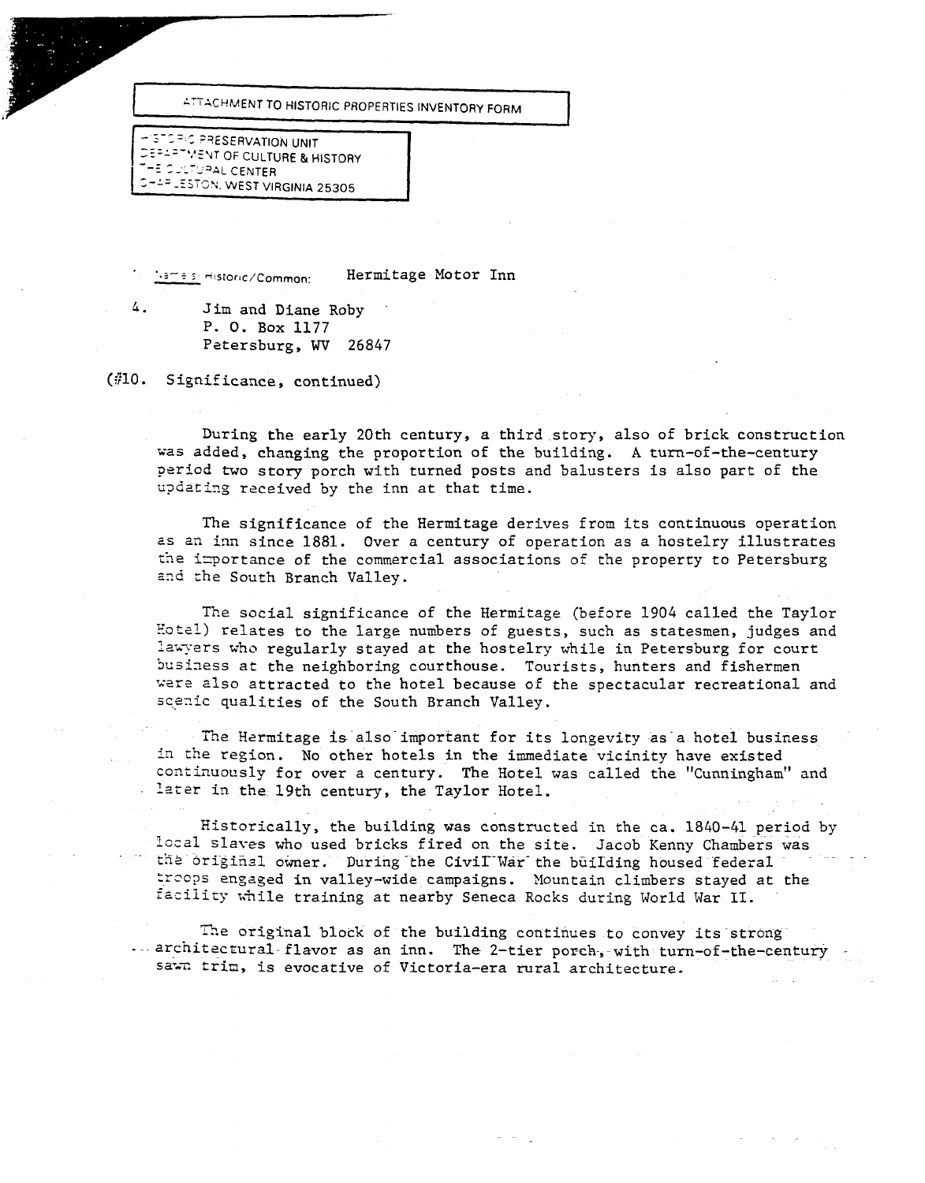ATTACHMENT TO HISTORIC PROPERTIES INVENTORY FORM

HISTORIC PRESERVATION UNIT
DEPARTMENT OF CULTURE & HISTORY
THE CULTURAL CENTER
CHARLESTON, WEST VIRGINIA 25305

Name(s) Historic/Common: Hermitage Motor Inn

4. Jim and Diane Roby
P. O. Box 1177
Petersburg, WV 26847

(#10. Significance, continued)

During the early 20th century, a third story, also of brick construction was added, changing the proportion of the building. A turn-of-the-century period two story porch with turned posts and balusters is also part of the updating received by the inn at that time.

The significance of the Hermitage derives from its continuous operation as an inn since 1881. Over a century of operation as a hostelry illustrates the importance of the commercial associations of the property to Petersburg and the South Branch Valley.

The social significance of the Hermitage (before 1904 called the Taylor Hotel) relates to the large numbers of guests, such as statesmen, judges and lawyers who regularly stayed at the hostelry while in Petersburg for court business at the neighboring courthouse. Tourists, hunters and fishermen were also attracted to the hotel because of the spectacular recreational and scenic qualities of the South Branch Valley.

The Hermitage is also important for its longevity as a hotel business in the region. No other hotels in the immediate vicinity have existed continuously for over a century. The Hotel was called the "Cunningham" and later in the 19th century, the Taylor Hotel.

Historically, the building was constructed in the ca. 1840-41 period by local slaves who used bricks fired on the site. Jacob Kenny Chambers was the original owner. During the Civil War the building housed federal troops engaged in valley-wide campaigns. Mountain climbers stayed at the facility while training at nearby Seneca Rocks during World War II.

The original block of the building continues to convey its strong architectural flavor as an inn. The 2-tier porch, with turn-of-the-century sawn trim, is evocative of Victoria-era rural architecture.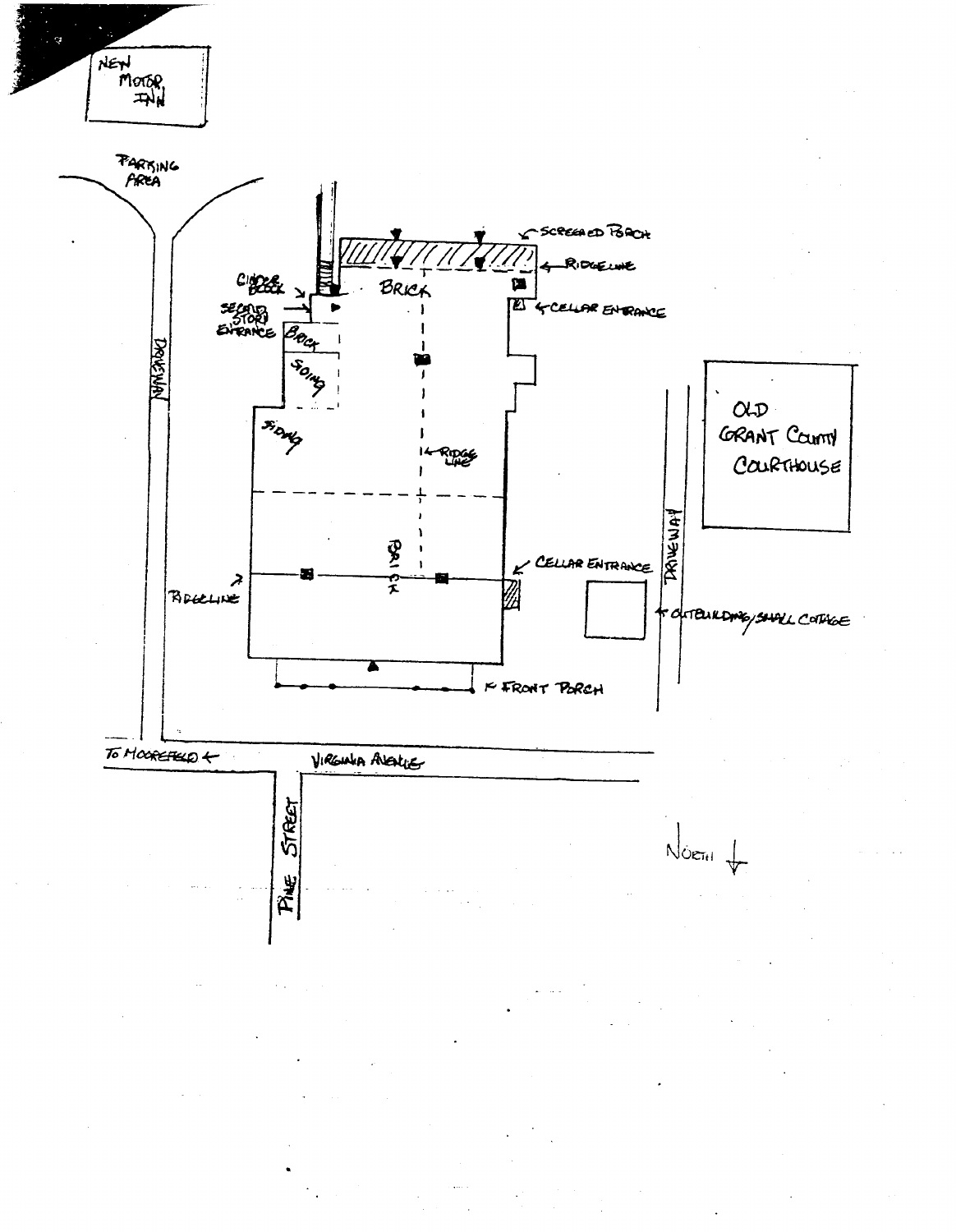NEW MOTOR INN

PARKING AREA

DRIVEWAY

SCREENED PORCH

RIDGELINE

CINDER BLOCK

BRICK

SECOND STORY ENTRANCE

CELLAR ENTRANCE

BRICK

SIDING

SIDING

RIDGE LINE

OLD GRANT COUNTY COURTHOUSE

BRICK

CELLAR ENTRANCE

DRIVEWAY

RIDGELINE

OUTBUILDING/SMALL COTTAGE

FRONT PORCH

TO MOOREFIELD ←

VIRGINIA AVENUE

PINE STREET

NORTH ↓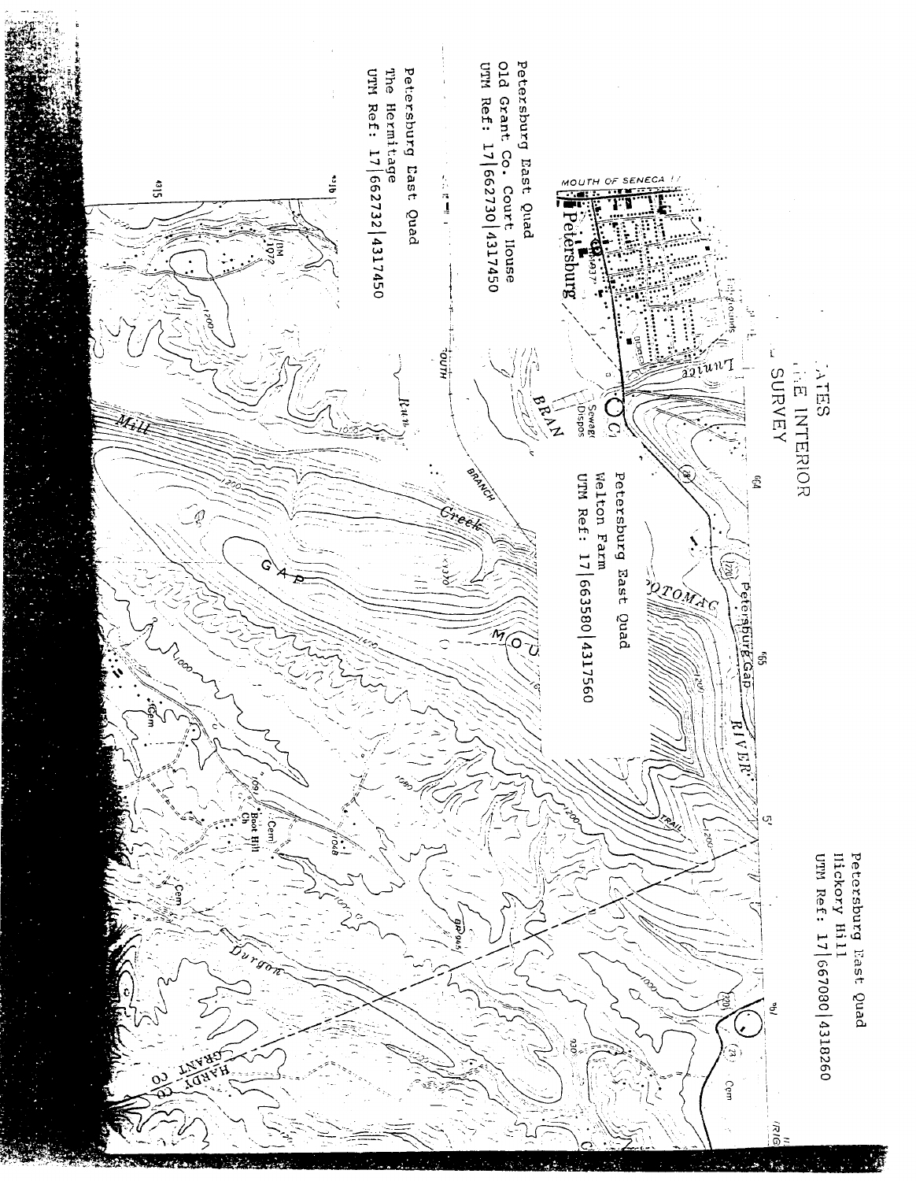Petersburg East Quad
Old Grant Co. Court House
UTM Ref: 17|662730|4317450

Petersburg East Quad
The Hermitage
UTM Ref: 17|662732|4317450

Petersburg East Quad
Welton Farm
UTM Ref: 17|663580|4317560

Petersburg East Quad
Hickory Hill
UTM Ref: 17|667080|4318260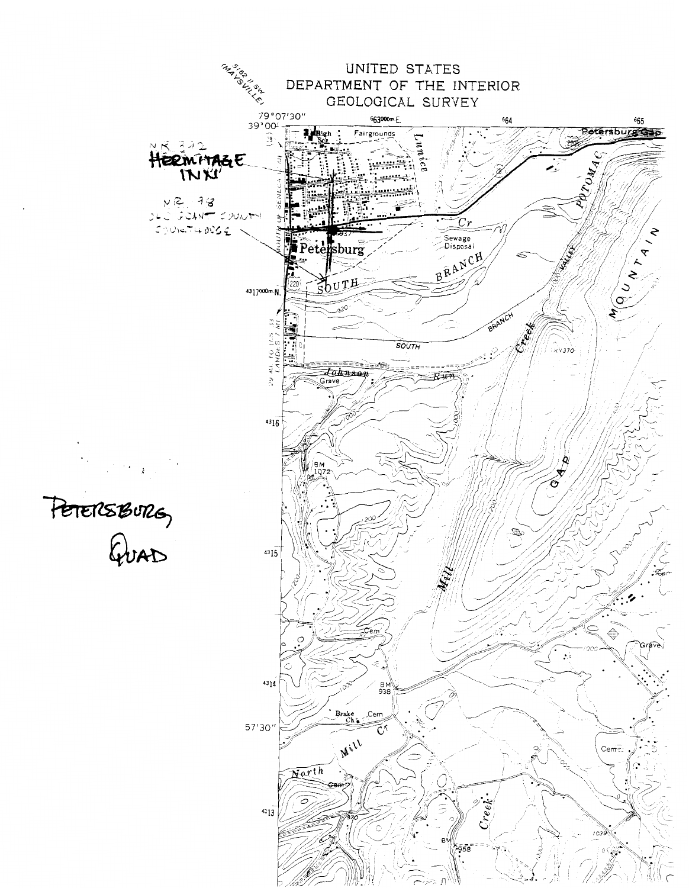UNITED STATES
DEPARTMENT OF THE INTERIOR
GEOLOGICAL SURVEY

5162 II SW
(MAYSVILLE)

79°07'30"
39°00'
663000m E.
664
665

NR 332
HERMITAGE INN

NR 98
OLD GRANT COUNTY COURTHOUSE

High Sch
Fairgrounds
Lunice
Petersburg Gap
POTOMAC
Cr
Sewage Disposal
Petersburg
SOUTH BRANCH
MOUTH OF SENECA 21 MI
220
4317000m N.
920
BRANCH
SOUTH
29 MI TO U.S. 33 LANDES 7 MI
Johnson Run
Grave
Creek
1370
VALLEY
MOUNTAIN
4316
BM 1072
GAP
1200
1000
Mill

PETERSBURG QUAD

4315
Cem
Cem
Grave
4314
BM 938
Brake Ch
Cem
57'30"
Mill Cr
North
Cem
Cem
4313
970
Creek
BM 958
1039